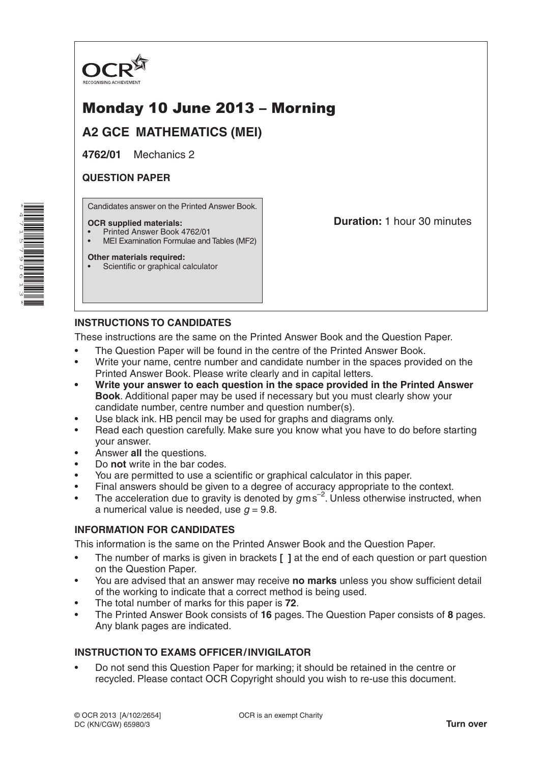OCR

RECOGNISING ACHIEVEMENT

# Monday 10 June 2013 – Morning

## A2 GCE MATHEMATICS (MEI)

**4762/01** Mechanics 2

**QUESTION PAPER**

Candidates answer on the Printed Answer Book.

**OCR supplied materials:**

- Printed Answer Book 4762/01
- MEI Examination Formulae and Tables (MF2)

**Other materials required:**

- Scientific or graphical calculator

**Duration:** 1 hour 30 minutes

### INSTRUCTIONS TO CANDIDATES

These instructions are the same on the Printed Answer Book and the Question Paper.

- The Question Paper will be found in the centre of the Printed Answer Book.
- Write your name, centre number and candidate number in the spaces provided on the Printed Answer Book. Please write clearly and in capital letters.
- **Write your answer to each question in the space provided in the Printed Answer Book**. Additional paper may be used if necessary but you must clearly show your candidate number, centre number and question number(s).
- Use black ink. HB pencil may be used for graphs and diagrams only.
- Read each question carefully. Make sure you know what you have to do before starting your answer.
- Answer **all** the questions.
- Do **not** write in the bar codes.
- You are permitted to use a scientific or graphical calculator in this paper.
- Final answers should be given to a degree of accuracy appropriate to the context.
- The acceleration due to gravity is denoted by $g\,\text{m}\,\text{s}^{-2}$. Unless otherwise instructed, when a numerical value is needed, use $g = 9.8$.

### INFORMATION FOR CANDIDATES

This information is the same on the Printed Answer Book and the Question Paper.

- The number of marks is given in brackets **[ ]** at the end of each question or part question on the Question Paper.
- You are advised that an answer may receive **no marks** unless you show sufficient detail of the working to indicate that a correct method is being used.
- The total number of marks for this paper is **72**.
- The Printed Answer Book consists of **16** pages. The Question Paper consists of **8** pages. Any blank pages are indicated.

### INSTRUCTION TO EXAMS OFFICER / INVIGILATOR

- Do not send this Question Paper for marking; it should be retained in the centre or recycled. Please contact OCR Copyright should you wish to re-use this document.

© OCR 2013 [A/102/2654]
DC (KN/CGW) 65980/3

OCR is an exempt Charity

**Turn over**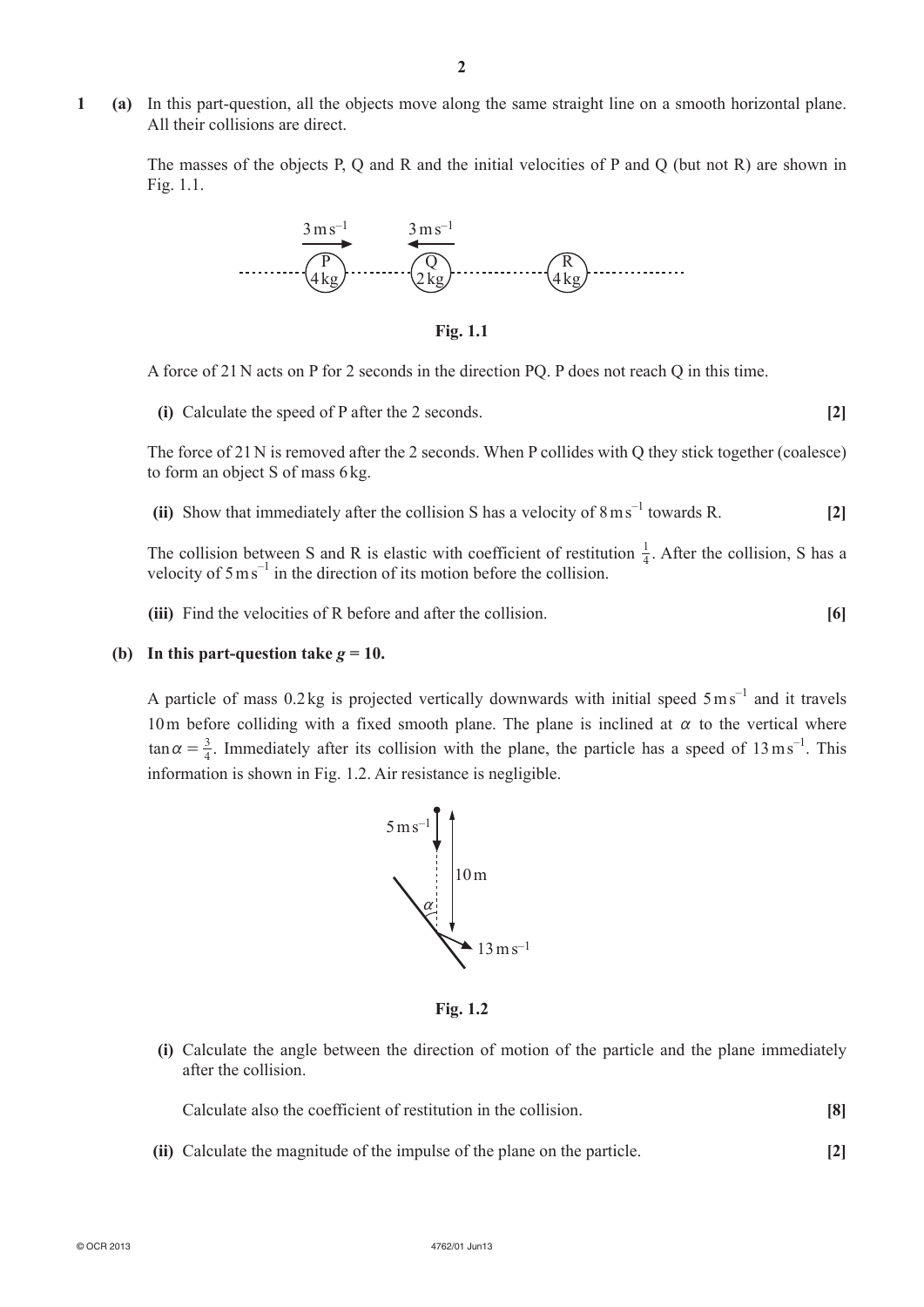**1** **(a)** In this part-question, all the objects move along the same straight line on a smooth horizontal plane. All their collisions are direct.

The masses of the objects P, Q and R and the initial velocities of P and Q (but not R) are shown in Fig. 1.1.

**Fig. 1.1**

A force of 21 N acts on P for 2 seconds in the direction PQ. P does not reach Q in this time.

**(i)** Calculate the speed of P after the 2 seconds. **[2]**

The force of 21 N is removed after the 2 seconds. When P collides with Q they stick together (coalesce) to form an object S of mass 6 kg.

**(ii)** Show that immediately after the collision S has a velocity of $8\,\text{m}\,\text{s}^{-1}$ towards R. **[2]**

The collision between S and R is elastic with coefficient of restitution $\frac{1}{4}$. After the collision, S has a velocity of $5\,\text{m}\,\text{s}^{-1}$ in the direction of its motion before the collision.

**(iii)** Find the velocities of R before and after the collision. **[6]**

**(b)** **In this part-question take $g = 10$.**

A particle of mass 0.2 kg is projected vertically downwards with initial speed $5\,\text{m}\,\text{s}^{-1}$ and it travels 10 m before colliding with a fixed smooth plane. The plane is inclined at $\alpha$ to the vertical where $\tan\alpha = \frac{3}{4}$. Immediately after its collision with the plane, the particle has a speed of $13\,\text{m}\,\text{s}^{-1}$. This information is shown in Fig. 1.2. Air resistance is negligible.

**Fig. 1.2**

**(i)** Calculate the angle between the direction of motion of the particle and the plane immediately after the collision.

Calculate also the coefficient of restitution in the collision. **[8]**

**(ii)** Calculate the magnitude of the impulse of the plane on the particle. **[2]**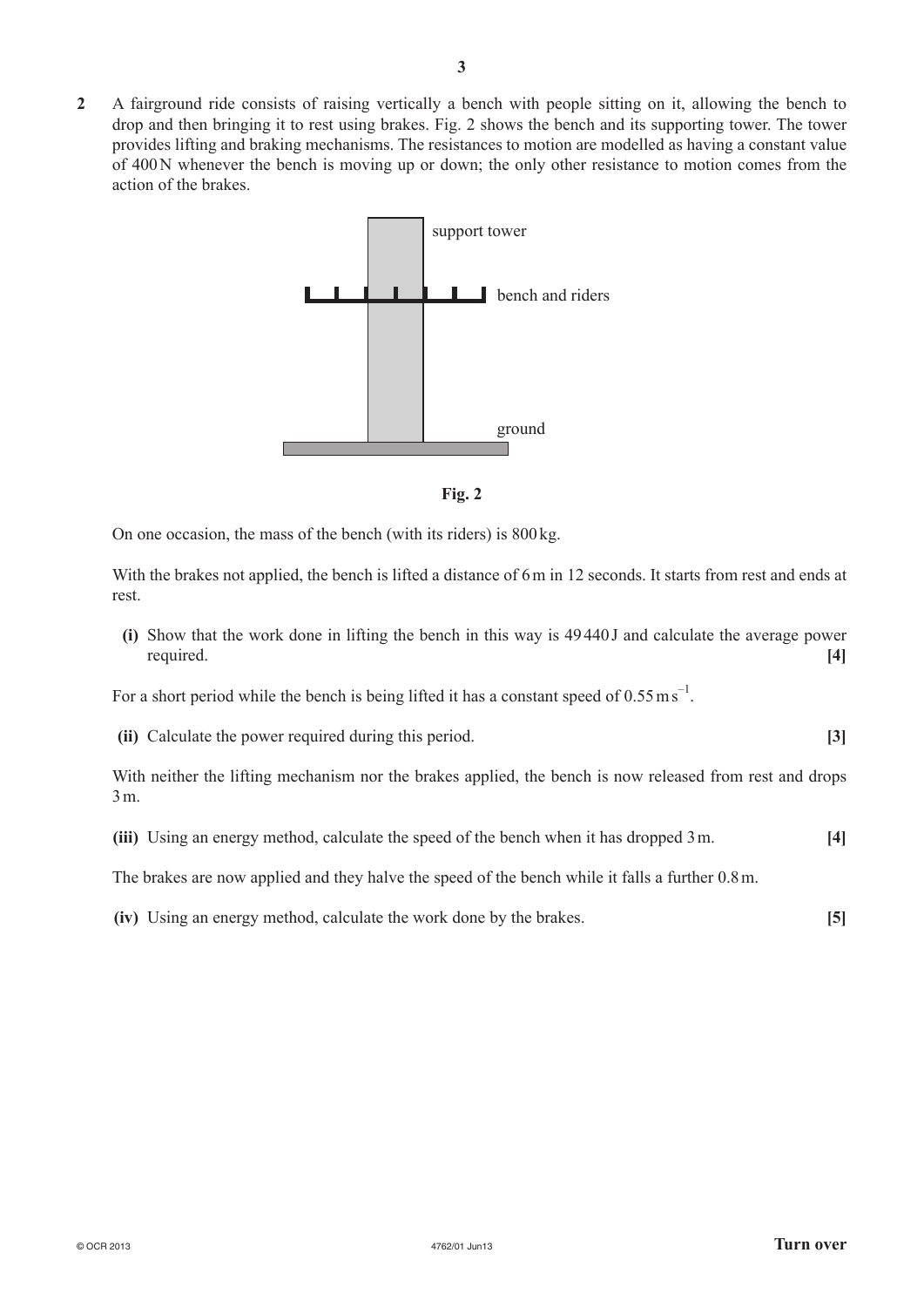**2** A fairground ride consists of raising vertically a bench with people sitting on it, allowing the bench to drop and then bringing it to rest using brakes. Fig. 2 shows the bench and its supporting tower. The tower provides lifting and braking mechanisms. The resistances to motion are modelled as having a constant value of 400 N whenever the bench is moving up or down; the only other resistance to motion comes from the action of the brakes.

support tower

bench and riders

ground

**Fig. 2**

On one occasion, the mass of the bench (with its riders) is 800 kg.

With the brakes not applied, the bench is lifted a distance of 6 m in 12 seconds. It starts from rest and ends at rest.

**(i)** Show that the work done in lifting the bench in this way is 49 440 J and calculate the average power required. **[4]**

For a short period while the bench is being lifted it has a constant speed of $0.55\,\text{m}\,\text{s}^{-1}$.

**(ii)** Calculate the power required during this period. **[3]**

With neither the lifting mechanism nor the brakes applied, the bench is now released from rest and drops 3 m.

**(iii)** Using an energy method, calculate the speed of the bench when it has dropped 3 m. **[4]**

The brakes are now applied and they halve the speed of the bench while it falls a further 0.8 m.

**(iv)** Using an energy method, calculate the work done by the brakes. **[5]**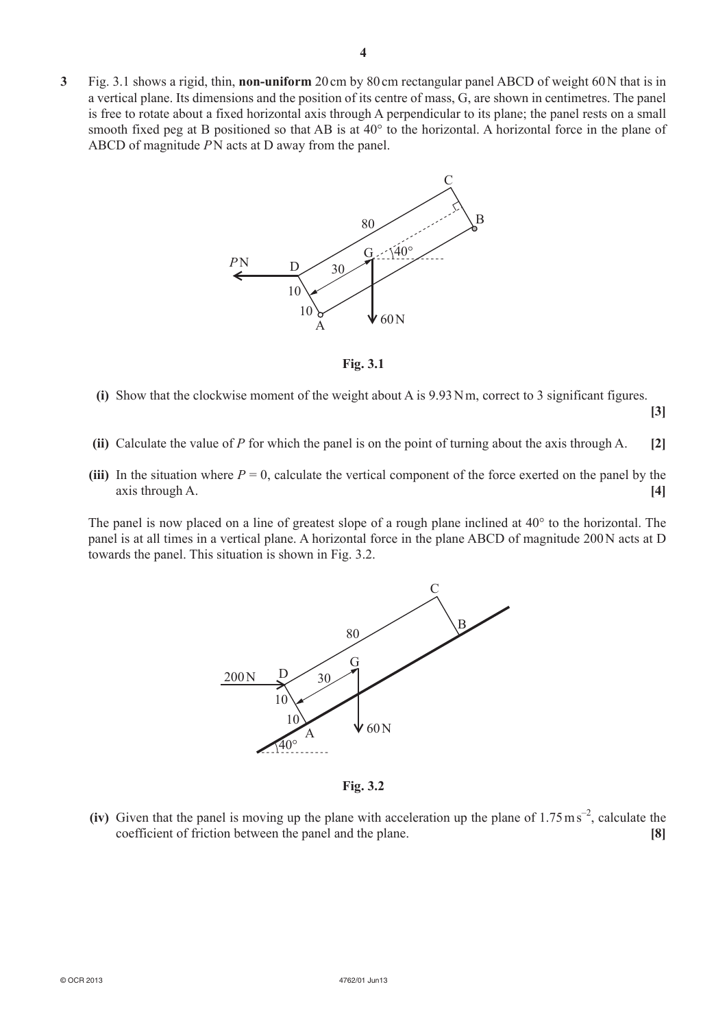**3** Fig. 3.1 shows a rigid, thin, **non-uniform** 20 cm by 80 cm rectangular panel ABCD of weight 60 N that is in a vertical plane. Its dimensions and the position of its centre of mass, G, are shown in centimetres. The panel is free to rotate about a fixed horizontal axis through A perpendicular to its plane; the panel rests on a small smooth fixed peg at B positioned so that AB is at 40° to the horizontal. A horizontal force in the plane of ABCD of magnitude $P$ N acts at D away from the panel.

Fig. 3.1

**(i)** Show that the clockwise moment of the weight about A is 9.93 N m, correct to 3 significant figures. **[3]**

**(ii)** Calculate the value of $P$ for which the panel is on the point of turning about the axis through A. **[2]**

**(iii)** In the situation where $P = 0$, calculate the vertical component of the force exerted on the panel by the axis through A. **[4]**

The panel is now placed on a line of greatest slope of a rough plane inclined at 40° to the horizontal. The panel is at all times in a vertical plane. A horizontal force in the plane ABCD of magnitude 200 N acts at D towards the panel. This situation is shown in Fig. 3.2.

Fig. 3.2

**(iv)** Given that the panel is moving up the plane with acceleration up the plane of $1.75\,\text{m s}^{-2}$, calculate the coefficient of friction between the panel and the plane. **[8]**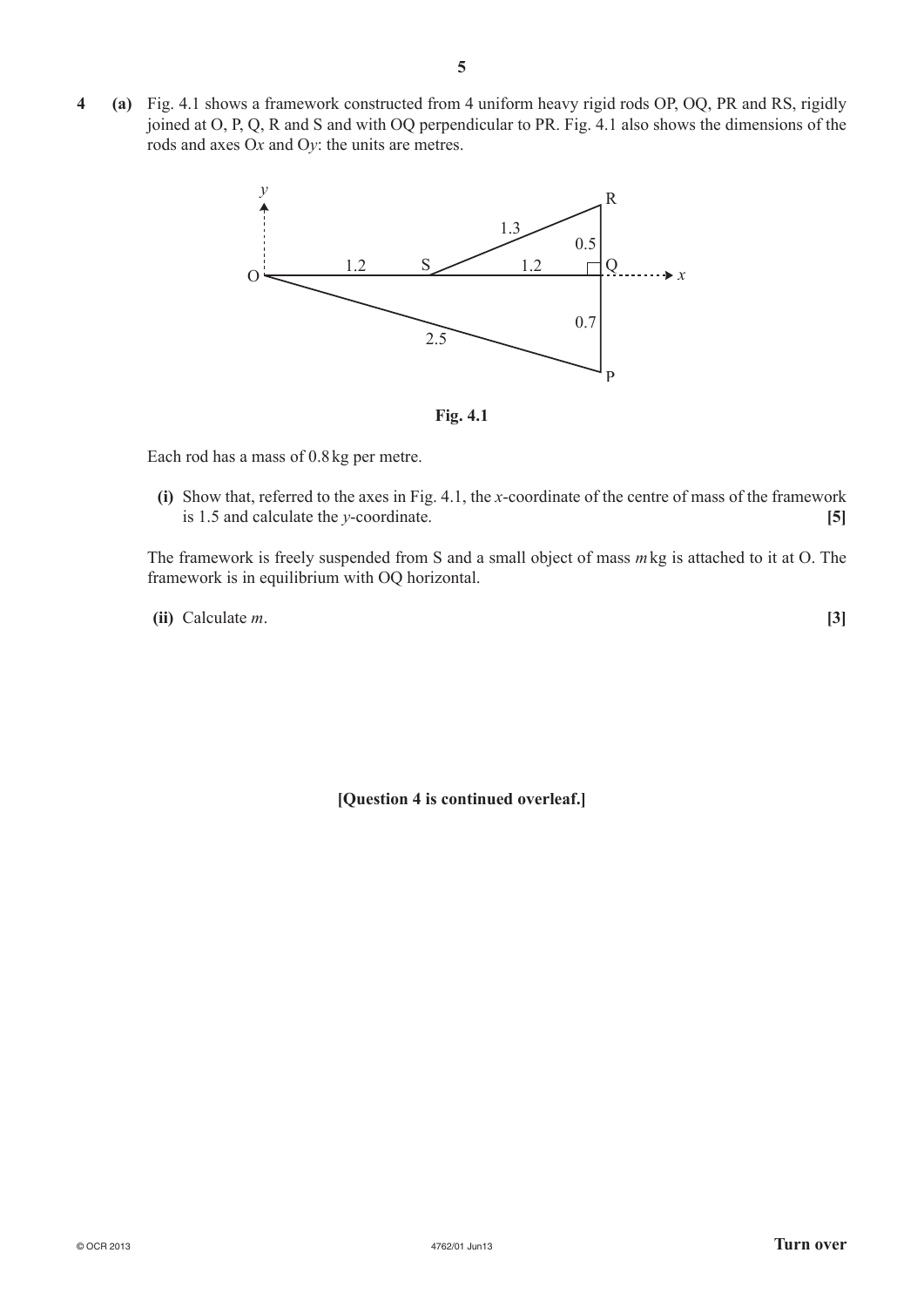**4 (a)** Fig. 4.1 shows a framework constructed from 4 uniform heavy rigid rods OP, OQ, PR and RS, rigidly joined at O, P, Q, R and S and with OQ perpendicular to PR. Fig. 4.1 also shows the dimensions of the rods and axes O$x$ and O$y$: the units are metres.

**Fig. 4.1**

Each rod has a mass of 0.8 kg per metre.

**(i)** Show that, referred to the axes in Fig. 4.1, the $x$-coordinate of the centre of mass of the framework is 1.5 and calculate the $y$-coordinate. **[5]**

The framework is freely suspended from S and a small object of mass $m$ kg is attached to it at O. The framework is in equilibrium with OQ horizontal.

**(ii)** Calculate $m$. **[3]**

**[Question 4 is continued overleaf.]**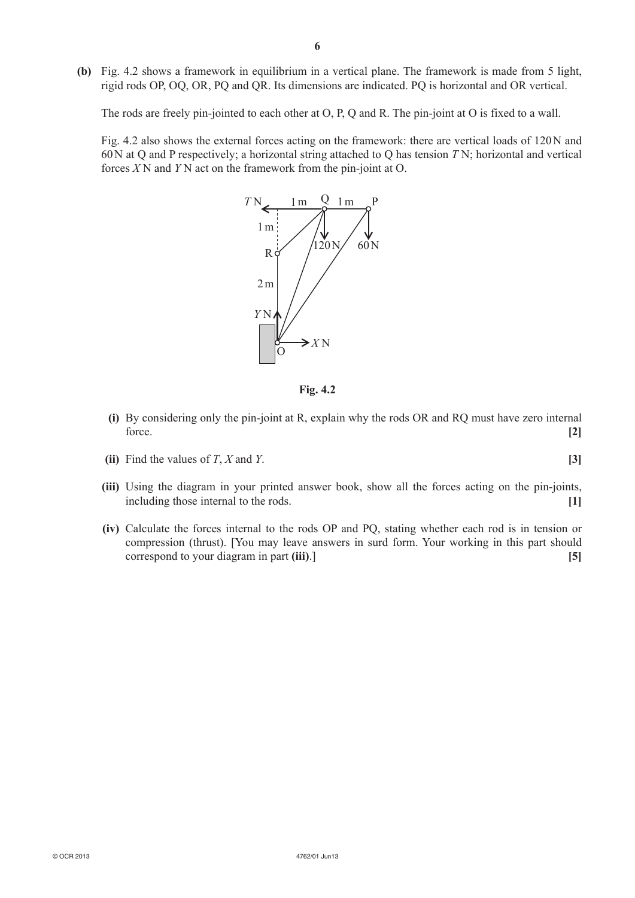**(b)** Fig. 4.2 shows a framework in equilibrium in a vertical plane. The framework is made from 5 light, rigid rods OP, OQ, OR, PQ and QR. Its dimensions are indicated. PQ is horizontal and OR vertical.

The rods are freely pin-jointed to each other at O, P, Q and R. The pin-joint at O is fixed to a wall.

Fig. 4.2 also shows the external forces acting on the framework: there are vertical loads of 120 N and 60 N at Q and P respectively; a horizontal string attached to Q has tension $T$ N; horizontal and vertical forces $X$ N and $Y$ N act on the framework from the pin-joint at O.

**Fig. 4.2**

**(i)** By considering only the pin-joint at R, explain why the rods OR and RQ must have zero internal force. **[2]**

**(ii)** Find the values of $T$, $X$ and $Y$. **[3]**

**(iii)** Using the diagram in your printed answer book, show all the forces acting on the pin-joints, including those internal to the rods. **[1]**

**(iv)** Calculate the forces internal to the rods OP and PQ, stating whether each rod is in tension or compression (thrust). [You may leave answers in surd form. Your working in this part should correspond to your diagram in part **(iii)**.] **[5]**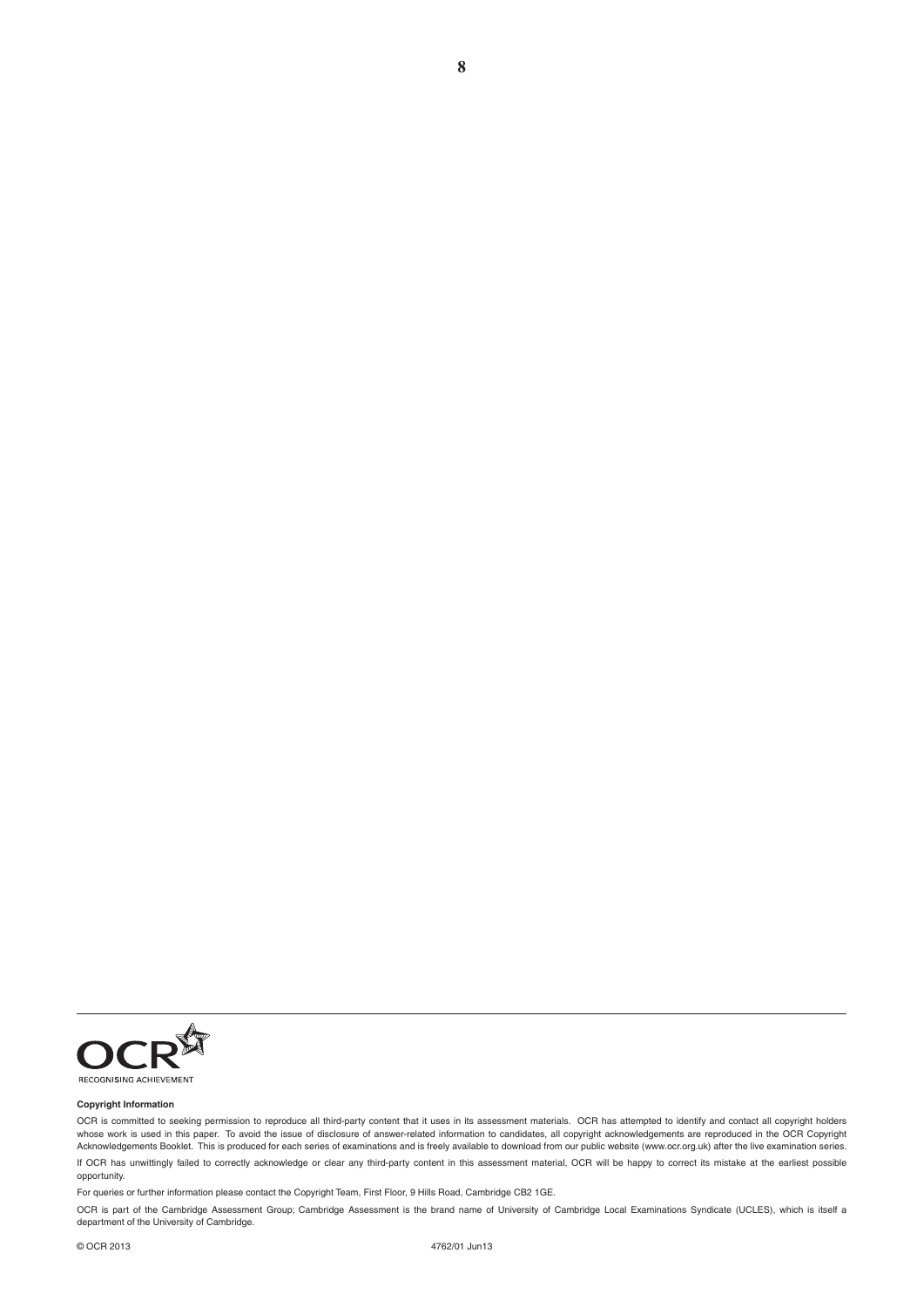OCR
RECOGNISING ACHIEVEMENT

**Copyright Information**

OCR is committed to seeking permission to reproduce all third-party content that it uses in its assessment materials. OCR has attempted to identify and contact all copyright holders whose work is used in this paper. To avoid the issue of disclosure of answer-related information to candidates, all copyright acknowledgements are reproduced in the OCR Copyright Acknowledgements Booklet. This is produced for each series of examinations and is freely available to download from our public website (www.ocr.org.uk) after the live examination series.

If OCR has unwittingly failed to correctly acknowledge or clear any third-party content in this assessment material, OCR will be happy to correct its mistake at the earliest possible opportunity.

For queries or further information please contact the Copyright Team, First Floor, 9 Hills Road, Cambridge CB2 1GE.

OCR is part of the Cambridge Assessment Group; Cambridge Assessment is the brand name of University of Cambridge Local Examinations Syndicate (UCLES), which is itself a department of the University of Cambridge.

© OCR 2013 4762/01 Jun13